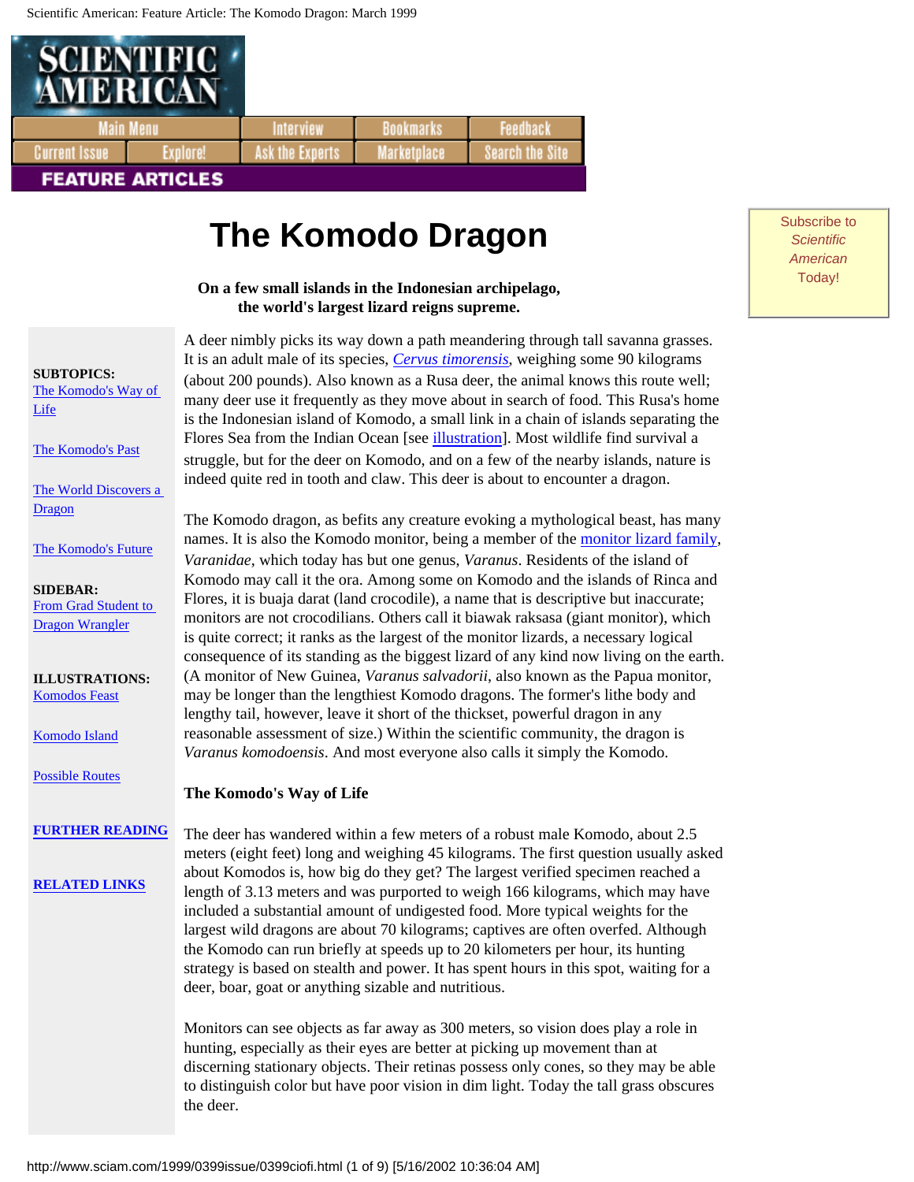# The Komodo Dragon

**On a few small islands in the Indonesian archipelago, the world's largest lizard reigns supreme.**

**SUBTOPICS:**
The Komodo's Way of Life

The Komodo's Past

The World Discovers a Dragon

The Komodo's Future

**SIDEBAR:**
From Grad Student to Dragon Wrangler

**ILLUSTRATIONS:**
Komodos Feast

Komodo Island

Possible Routes

**FURTHER READING**

**RELATED LINKS**

A deer nimbly picks its way down a path meandering through tall savanna grasses. It is an adult male of its species, *Cervus timorensis*, weighing some 90 kilograms (about 200 pounds). Also known as a Rusa deer, the animal knows this route well; many deer use it frequently as they move about in search of food. This Rusa's home is the Indonesian island of Komodo, a small link in a chain of islands separating the Flores Sea from the Indian Ocean [see illustration]. Most wildlife find survival a struggle, but for the deer on Komodo, and on a few of the nearby islands, nature is indeed quite red in tooth and claw. This deer is about to encounter a dragon.

The Komodo dragon, as befits any creature evoking a mythological beast, has many names. It is also the Komodo monitor, being a member of the monitor lizard family, *Varanidae*, which today has but one genus, *Varanus*. Residents of the island of Komodo may call it the ora. Among some on Komodo and the islands of Rinca and Flores, it is buaja darat (land crocodile), a name that is descriptive but inaccurate; monitors are not crocodilians. Others call it biawak raksasa (giant monitor), which is quite correct; it ranks as the largest of the monitor lizards, a necessary logical consequence of its standing as the biggest lizard of any kind now living on the earth. (A monitor of New Guinea, *Varanus salvadorii*, also known as the Papua monitor, may be longer than the lengthiest Komodo dragons. The former's lithe body and lengthy tail, however, leave it short of the thickset, powerful dragon in any reasonable assessment of size.) Within the scientific community, the dragon is *Varanus komodoensis*. And most everyone also calls it simply the Komodo.

### The Komodo's Way of Life

The deer has wandered within a few meters of a robust male Komodo, about 2.5 meters (eight feet) long and weighing 45 kilograms. The first question usually asked about Komodos is, how big do they get? The largest verified specimen reached a length of 3.13 meters and was purported to weigh 166 kilograms, which may have included a substantial amount of undigested food. More typical weights for the largest wild dragons are about 70 kilograms; captives are often overfed. Although the Komodo can run briefly at speeds up to 20 kilometers per hour, its hunting strategy is based on stealth and power. It has spent hours in this spot, waiting for a deer, boar, goat or anything sizable and nutritious.

Monitors can see objects as far away as 300 meters, so vision does play a role in hunting, especially as their eyes are better at picking up movement than at discerning stationary objects. Their retinas possess only cones, so they may be able to distinguish color but have poor vision in dim light. Today the tall grass obscures the deer.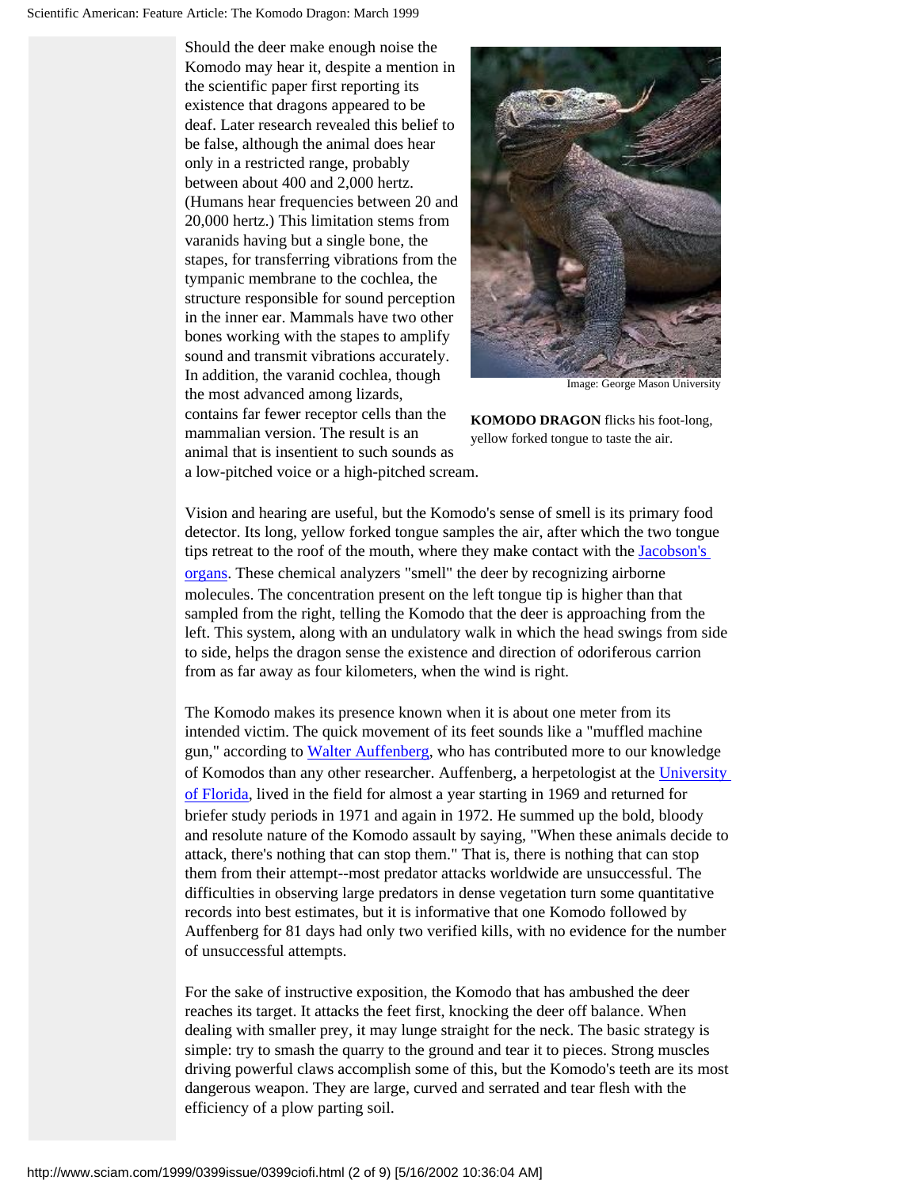Should the deer make enough noise the Komodo may hear it, despite a mention in the scientific paper first reporting its existence that dragons appeared to be deaf. Later research revealed this belief to be false, although the animal does hear only in a restricted range, probably between about 400 and 2,000 hertz. (Humans hear frequencies between 20 and 20,000 hertz.) This limitation stems from varanids having but a single bone, the stapes, for transferring vibrations from the tympanic membrane to the cochlea, the structure responsible for sound perception in the inner ear. Mammals have two other bones working with the stapes to amplify sound and transmit vibrations accurately. In addition, the varanid cochlea, though the most advanced among lizards, contains far fewer receptor cells than the mammalian version. The result is an animal that is insentient to such sounds as a low-pitched voice or a high-pitched scream.

Image: George Mason University

**KOMODO DRAGON** flicks his foot-long, yellow forked tongue to taste the air.

Vision and hearing are useful, but the Komodo's sense of smell is its primary food detector. Its long, yellow forked tongue samples the air, after which the two tongue tips retreat to the roof of the mouth, where they make contact with the Jacobson's organs. These chemical analyzers "smell" the deer by recognizing airborne molecules. The concentration present on the left tongue tip is higher than that sampled from the right, telling the Komodo that the deer is approaching from the left. This system, along with an undulatory walk in which the head swings from side to side, helps the dragon sense the existence and direction of odoriferous carrion from as far away as four kilometers, when the wind is right.

The Komodo makes its presence known when it is about one meter from its intended victim. The quick movement of its feet sounds like a "muffled machine gun," according to Walter Auffenberg, who has contributed more to our knowledge of Komodos than any other researcher. Auffenberg, a herpetologist at the University of Florida, lived in the field for almost a year starting in 1969 and returned for briefer study periods in 1971 and again in 1972. He summed up the bold, bloody and resolute nature of the Komodo assault by saying, "When these animals decide to attack, there's nothing that can stop them." That is, there is nothing that can stop them from their attempt--most predator attacks worldwide are unsuccessful. The difficulties in observing large predators in dense vegetation turn some quantitative records into best estimates, but it is informative that one Komodo followed by Auffenberg for 81 days had only two verified kills, with no evidence for the number of unsuccessful attempts.

For the sake of instructive exposition, the Komodo that has ambushed the deer reaches its target. It attacks the feet first, knocking the deer off balance. When dealing with smaller prey, it may lunge straight for the neck. The basic strategy is simple: try to smash the quarry to the ground and tear it to pieces. Strong muscles driving powerful claws accomplish some of this, but the Komodo's teeth are its most dangerous weapon. They are large, curved and serrated and tear flesh with the efficiency of a plow parting soil.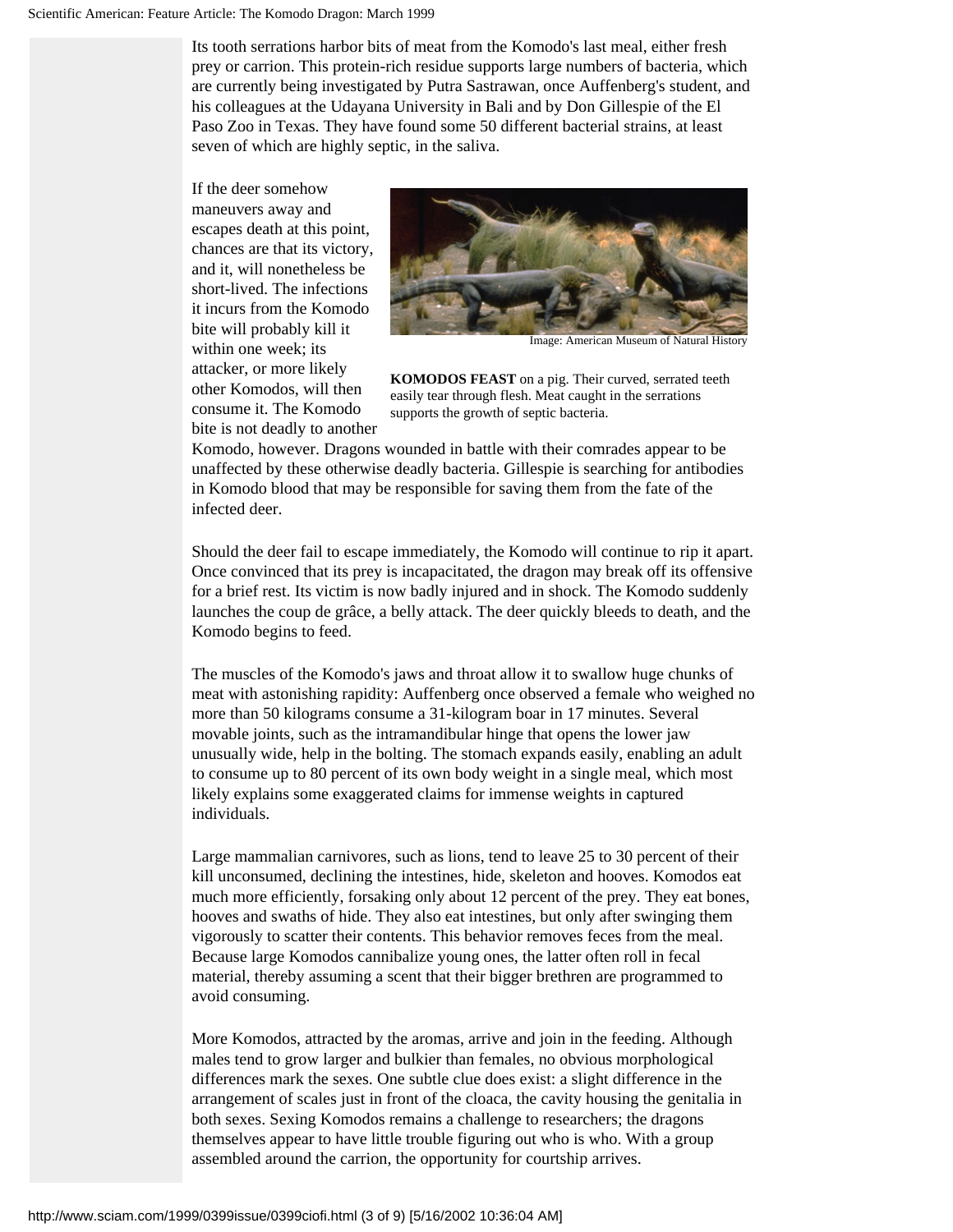Its tooth serrations harbor bits of meat from the Komodo's last meal, either fresh prey or carrion. This protein-rich residue supports large numbers of bacteria, which are currently being investigated by Putra Sastrawan, once Auffenberg's student, and his colleagues at the Udayana University in Bali and by Don Gillespie of the El Paso Zoo in Texas. They have found some 50 different bacterial strains, at least seven of which are highly septic, in the saliva.

If the deer somehow maneuvers away and escapes death at this point, chances are that its victory, and it, will nonetheless be short-lived. The infections it incurs from the Komodo bite will probably kill it within one week; its attacker, or more likely other Komodos, will then consume it. The Komodo bite is not deadly to another Komodo, however. Dragons wounded in battle with their comrades appear to be unaffected by these otherwise deadly bacteria. Gillespie is searching for antibodies in Komodo blood that may be responsible for saving them from the fate of the infected deer.

Image: American Museum of Natural History

**KOMODOS FEAST** on a pig. Their curved, serrated teeth easily tear through flesh. Meat caught in the serrations supports the growth of septic bacteria.

Should the deer fail to escape immediately, the Komodo will continue to rip it apart. Once convinced that its prey is incapacitated, the dragon may break off its offensive for a brief rest. Its victim is now badly injured and in shock. The Komodo suddenly launches the coup de grâce, a belly attack. The deer quickly bleeds to death, and the Komodo begins to feed.

The muscles of the Komodo's jaws and throat allow it to swallow huge chunks of meat with astonishing rapidity: Auffenberg once observed a female who weighed no more than 50 kilograms consume a 31-kilogram boar in 17 minutes. Several movable joints, such as the intramandibular hinge that opens the lower jaw unusually wide, help in the bolting. The stomach expands easily, enabling an adult to consume up to 80 percent of its own body weight in a single meal, which most likely explains some exaggerated claims for immense weights in captured individuals.

Large mammalian carnivores, such as lions, tend to leave 25 to 30 percent of their kill unconsumed, declining the intestines, hide, skeleton and hooves. Komodos eat much more efficiently, forsaking only about 12 percent of the prey. They eat bones, hooves and swaths of hide. They also eat intestines, but only after swinging them vigorously to scatter their contents. This behavior removes feces from the meal. Because large Komodos cannibalize young ones, the latter often roll in fecal material, thereby assuming a scent that their bigger brethren are programmed to avoid consuming.

More Komodos, attracted by the aromas, arrive and join in the feeding. Although males tend to grow larger and bulkier than females, no obvious morphological differences mark the sexes. One subtle clue does exist: a slight difference in the arrangement of scales just in front of the cloaca, the cavity housing the genitalia in both sexes. Sexing Komodos remains a challenge to researchers; the dragons themselves appear to have little trouble figuring out who is who. With a group assembled around the carrion, the opportunity for courtship arrives.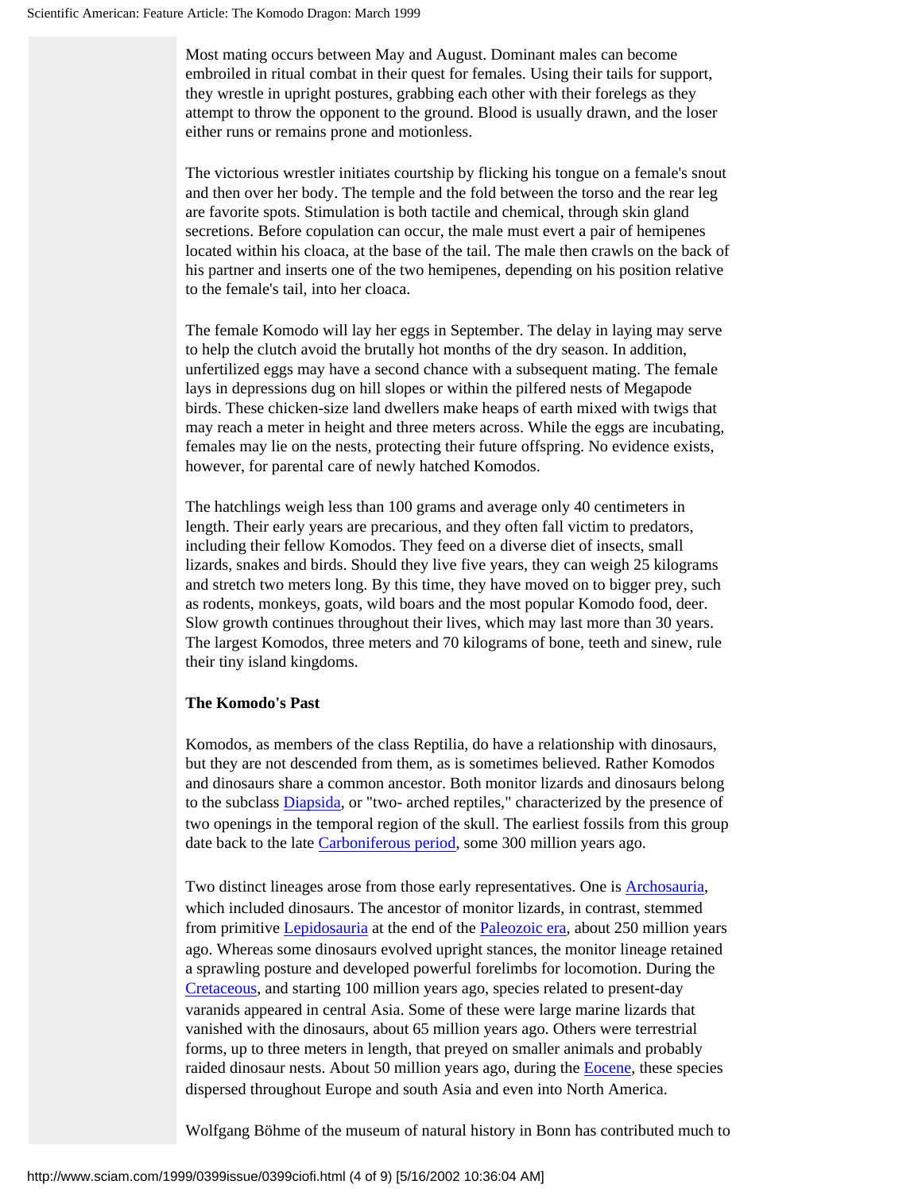Most mating occurs between May and August. Dominant males can become embroiled in ritual combat in their quest for females. Using their tails for support, they wrestle in upright postures, grabbing each other with their forelegs as they attempt to throw the opponent to the ground. Blood is usually drawn, and the loser either runs or remains prone and motionless.

The victorious wrestler initiates courtship by flicking his tongue on a female's snout and then over her body. The temple and the fold between the torso and the rear leg are favorite spots. Stimulation is both tactile and chemical, through skin gland secretions. Before copulation can occur, the male must evert a pair of hemipenes located within his cloaca, at the base of the tail. The male then crawls on the back of his partner and inserts one of the two hemipenes, depending on his position relative to the female's tail, into her cloaca.

The female Komodo will lay her eggs in September. The delay in laying may serve to help the clutch avoid the brutally hot months of the dry season. In addition, unfertilized eggs may have a second chance with a subsequent mating. The female lays in depressions dug on hill slopes or within the pilfered nests of Megapode birds. These chicken-size land dwellers make heaps of earth mixed with twigs that may reach a meter in height and three meters across. While the eggs are incubating, females may lie on the nests, protecting their future offspring. No evidence exists, however, for parental care of newly hatched Komodos.

The hatchlings weigh less than 100 grams and average only 40 centimeters in length. Their early years are precarious, and they often fall victim to predators, including their fellow Komodos. They feed on a diverse diet of insects, small lizards, snakes and birds. Should they live five years, they can weigh 25 kilograms and stretch two meters long. By this time, they have moved on to bigger prey, such as rodents, monkeys, goats, wild boars and the most popular Komodo food, deer. Slow growth continues throughout their lives, which may last more than 30 years. The largest Komodos, three meters and 70 kilograms of bone, teeth and sinew, rule their tiny island kingdoms.

**The Komodo's Past**

Komodos, as members of the class Reptilia, do have a relationship with dinosaurs, but they are not descended from them, as is sometimes believed. Rather Komodos and dinosaurs share a common ancestor. Both monitor lizards and dinosaurs belong to the subclass Diapsida, or "two- arched reptiles," characterized by the presence of two openings in the temporal region of the skull. The earliest fossils from this group date back to the late Carboniferous period, some 300 million years ago.

Two distinct lineages arose from those early representatives. One is Archosauria, which included dinosaurs. The ancestor of monitor lizards, in contrast, stemmed from primitive Lepidosauria at the end of the Paleozoic era, about 250 million years ago. Whereas some dinosaurs evolved upright stances, the monitor lineage retained a sprawling posture and developed powerful forelimbs for locomotion. During the Cretaceous, and starting 100 million years ago, species related to present-day varanids appeared in central Asia. Some of these were large marine lizards that vanished with the dinosaurs, about 65 million years ago. Others were terrestrial forms, up to three meters in length, that preyed on smaller animals and probably raided dinosaur nests. About 50 million years ago, during the Eocene, these species dispersed throughout Europe and south Asia and even into North America.

Wolfgang Böhme of the museum of natural history in Bonn has contributed much to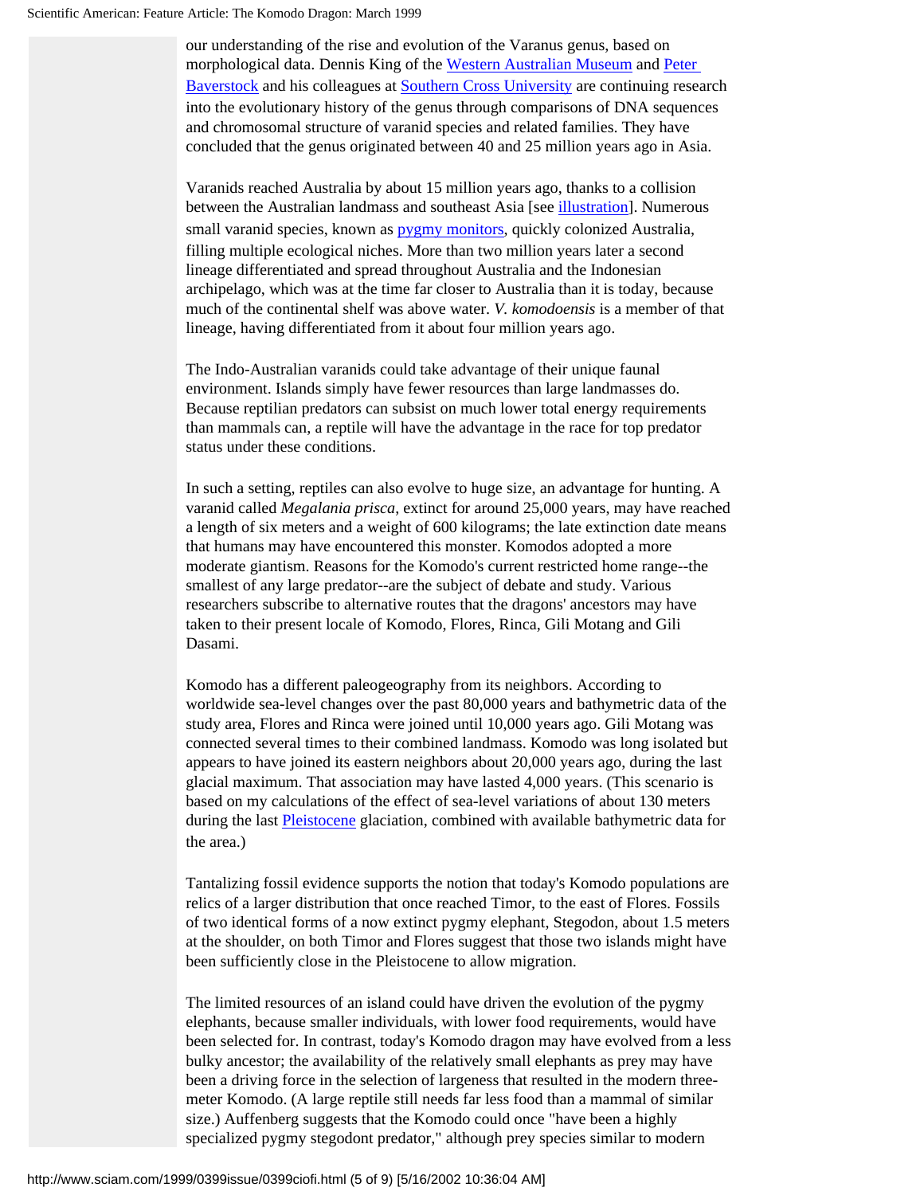our understanding of the rise and evolution of the Varanus genus, based on morphological data. Dennis King of the Western Australian Museum and Peter Baverstock and his colleagues at Southern Cross University are continuing research into the evolutionary history of the genus through comparisons of DNA sequences and chromosomal structure of varanid species and related families. They have concluded that the genus originated between 40 and 25 million years ago in Asia.

Varanids reached Australia by about 15 million years ago, thanks to a collision between the Australian landmass and southeast Asia [see illustration]. Numerous small varanid species, known as pygmy monitors, quickly colonized Australia, filling multiple ecological niches. More than two million years later a second lineage differentiated and spread throughout Australia and the Indonesian archipelago, which was at the time far closer to Australia than it is today, because much of the continental shelf was above water. *V. komodoensis* is a member of that lineage, having differentiated from it about four million years ago.

The Indo-Australian varanids could take advantage of their unique faunal environment. Islands simply have fewer resources than large landmasses do. Because reptilian predators can subsist on much lower total energy requirements than mammals can, a reptile will have the advantage in the race for top predator status under these conditions.

In such a setting, reptiles can also evolve to huge size, an advantage for hunting. A varanid called *Megalania prisca*, extinct for around 25,000 years, may have reached a length of six meters and a weight of 600 kilograms; the late extinction date means that humans may have encountered this monster. Komodos adopted a more moderate giantism. Reasons for the Komodo's current restricted home range--the smallest of any large predator--are the subject of debate and study. Various researchers subscribe to alternative routes that the dragons' ancestors may have taken to their present locale of Komodo, Flores, Rinca, Gili Motang and Gili Dasami.

Komodo has a different paleogeography from its neighbors. According to worldwide sea-level changes over the past 80,000 years and bathymetric data of the study area, Flores and Rinca were joined until 10,000 years ago. Gili Motang was connected several times to their combined landmass. Komodo was long isolated but appears to have joined its eastern neighbors about 20,000 years ago, during the last glacial maximum. That association may have lasted 4,000 years. (This scenario is based on my calculations of the effect of sea-level variations of about 130 meters during the last Pleistocene glaciation, combined with available bathymetric data for the area.)

Tantalizing fossil evidence supports the notion that today's Komodo populations are relics of a larger distribution that once reached Timor, to the east of Flores. Fossils of two identical forms of a now extinct pygmy elephant, Stegodon, about 1.5 meters at the shoulder, on both Timor and Flores suggest that those two islands might have been sufficiently close in the Pleistocene to allow migration.

The limited resources of an island could have driven the evolution of the pygmy elephants, because smaller individuals, with lower food requirements, would have been selected for. In contrast, today's Komodo dragon may have evolved from a less bulky ancestor; the availability of the relatively small elephants as prey may have been a driving force in the selection of largeness that resulted in the modern three-meter Komodo. (A large reptile still needs far less food than a mammal of similar size.) Auffenberg suggests that the Komodo could once "have been a highly specialized pygmy stegodont predator," although prey species similar to modern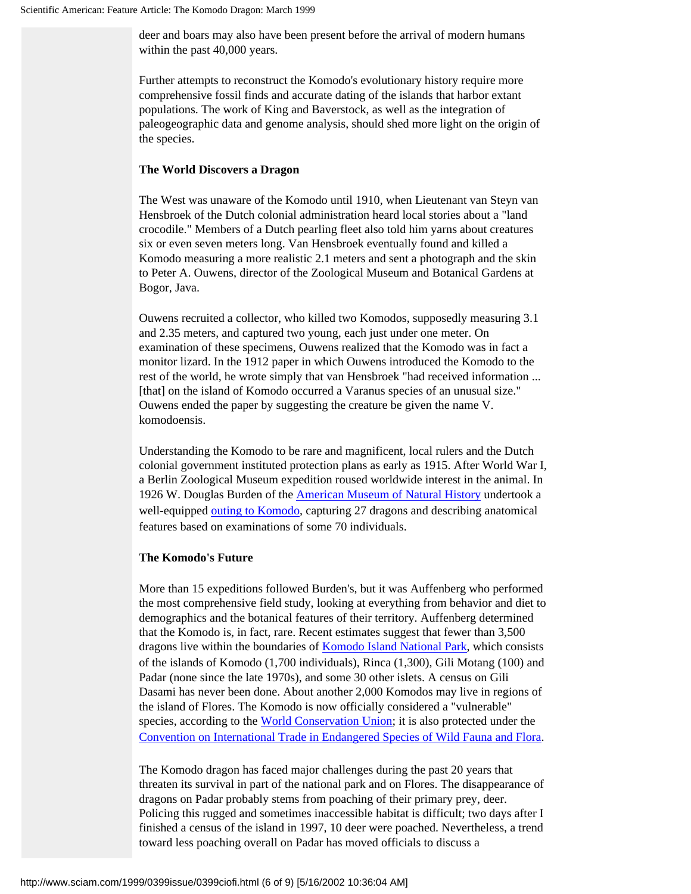deer and boars may also have been present before the arrival of modern humans within the past 40,000 years.

Further attempts to reconstruct the Komodo's evolutionary history require more comprehensive fossil finds and accurate dating of the islands that harbor extant populations. The work of King and Baverstock, as well as the integration of paleogeographic data and genome analysis, should shed more light on the origin of the species.

### The World Discovers a Dragon

The West was unaware of the Komodo until 1910, when Lieutenant van Steyn van Hensbroek of the Dutch colonial administration heard local stories about a "land crocodile." Members of a Dutch pearling fleet also told him yarns about creatures six or even seven meters long. Van Hensbroek eventually found and killed a Komodo measuring a more realistic 2.1 meters and sent a photograph and the skin to Peter A. Ouwens, director of the Zoological Museum and Botanical Gardens at Bogor, Java.

Ouwens recruited a collector, who killed two Komodos, supposedly measuring 3.1 and 2.35 meters, and captured two young, each just under one meter. On examination of these specimens, Ouwens realized that the Komodo was in fact a monitor lizard. In the 1912 paper in which Ouwens introduced the Komodo to the rest of the world, he wrote simply that van Hensbroek "had received information ... [that] on the island of Komodo occurred a Varanus species of an unusual size." Ouwens ended the paper by suggesting the creature be given the name V. komodoensis.

Understanding the Komodo to be rare and magnificent, local rulers and the Dutch colonial government instituted protection plans as early as 1915. After World War I, a Berlin Zoological Museum expedition roused worldwide interest in the animal. In 1926 W. Douglas Burden of the American Museum of Natural History undertook a well-equipped outing to Komodo, capturing 27 dragons and describing anatomical features based on examinations of some 70 individuals.

### The Komodo's Future

More than 15 expeditions followed Burden's, but it was Auffenberg who performed the most comprehensive field study, looking at everything from behavior and diet to demographics and the botanical features of their territory. Auffenberg determined that the Komodo is, in fact, rare. Recent estimates suggest that fewer than 3,500 dragons live within the boundaries of Komodo Island National Park, which consists of the islands of Komodo (1,700 individuals), Rinca (1,300), Gili Motang (100) and Padar (none since the late 1970s), and some 30 other islets. A census on Gili Dasami has never been done. About another 2,000 Komodos may live in regions of the island of Flores. The Komodo is now officially considered a "vulnerable" species, according to the World Conservation Union; it is also protected under the Convention on International Trade in Endangered Species of Wild Fauna and Flora.

The Komodo dragon has faced major challenges during the past 20 years that threaten its survival in part of the national park and on Flores. The disappearance of dragons on Padar probably stems from poaching of their primary prey, deer. Policing this rugged and sometimes inaccessible habitat is difficult; two days after I finished a census of the island in 1997, 10 deer were poached. Nevertheless, a trend toward less poaching overall on Padar has moved officials to discuss a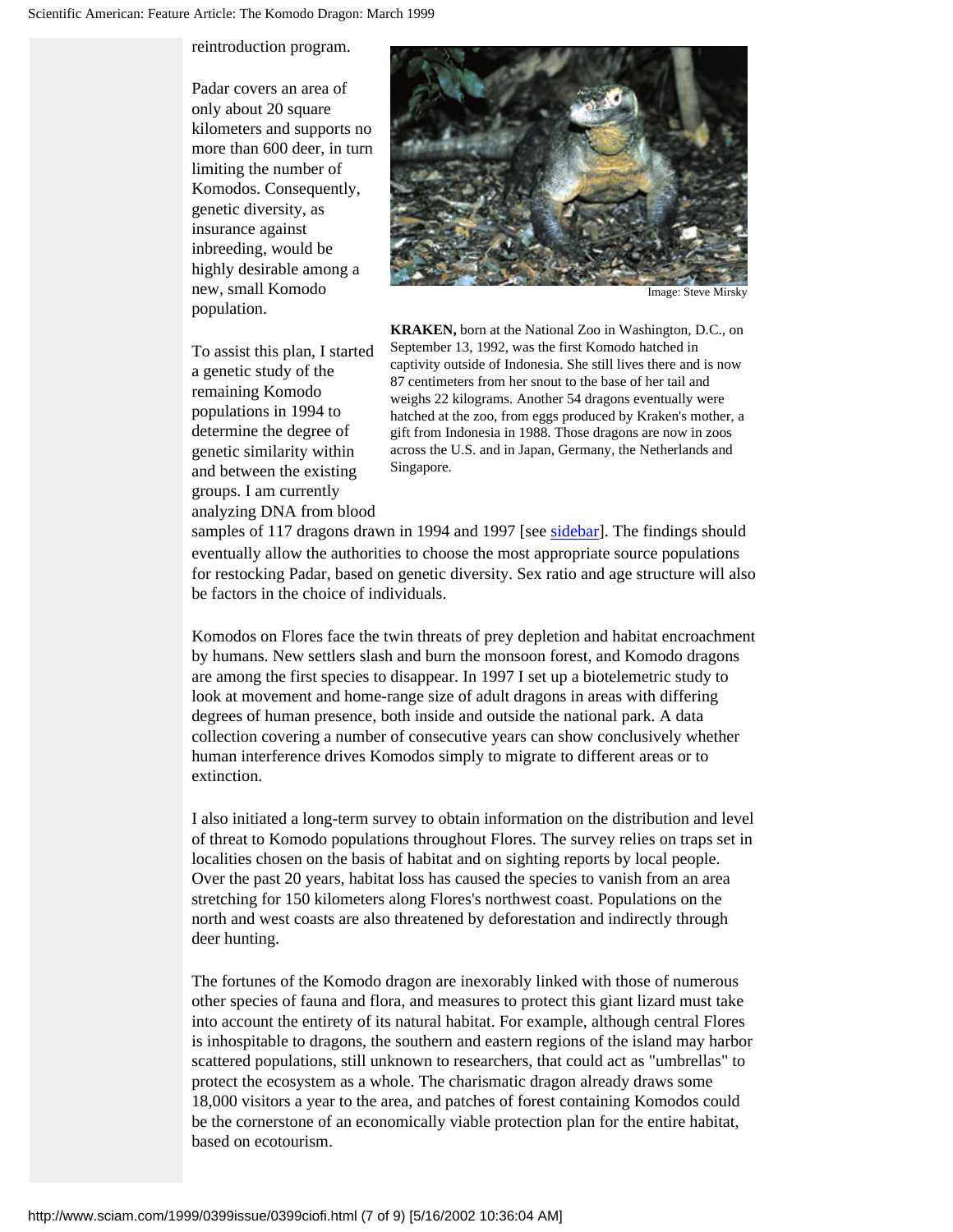reintroduction program.

Padar covers an area of only about 20 square kilometers and supports no more than 600 deer, in turn limiting the number of Komodos. Consequently, genetic diversity, as insurance against inbreeding, would be highly desirable among a new, small Komodo population.

To assist this plan, I started a genetic study of the remaining Komodo populations in 1994 to determine the degree of genetic similarity within and between the existing groups. I am currently analyzing DNA from blood samples of 117 dragons drawn in 1994 and 1997 [see sidebar]. The findings should eventually allow the authorities to choose the most appropriate source populations for restocking Padar, based on genetic diversity. Sex ratio and age structure will also be factors in the choice of individuals.

Image: Steve Mirsky

**KRAKEN,** born at the National Zoo in Washington, D.C., on September 13, 1992, was the first Komodo hatched in captivity outside of Indonesia. She still lives there and is now 87 centimeters from her snout to the base of her tail and weighs 22 kilograms. Another 54 dragons eventually were hatched at the zoo, from eggs produced by Kraken's mother, a gift from Indonesia in 1988. Those dragons are now in zoos across the U.S. and in Japan, Germany, the Netherlands and Singapore.

Komodos on Flores face the twin threats of prey depletion and habitat encroachment by humans. New settlers slash and burn the monsoon forest, and Komodo dragons are among the first species to disappear. In 1997 I set up a biotelemetric study to look at movement and home-range size of adult dragons in areas with differing degrees of human presence, both inside and outside the national park. A data collection covering a number of consecutive years can show conclusively whether human interference drives Komodos simply to migrate to different areas or to extinction.

I also initiated a long-term survey to obtain information on the distribution and level of threat to Komodo populations throughout Flores. The survey relies on traps set in localities chosen on the basis of habitat and on sighting reports by local people. Over the past 20 years, habitat loss has caused the species to vanish from an area stretching for 150 kilometers along Flores's northwest coast. Populations on the north and west coasts are also threatened by deforestation and indirectly through deer hunting.

The fortunes of the Komodo dragon are inexorably linked with those of numerous other species of fauna and flora, and measures to protect this giant lizard must take into account the entirety of its natural habitat. For example, although central Flores is inhospitable to dragons, the southern and eastern regions of the island may harbor scattered populations, still unknown to researchers, that could act as "umbrellas" to protect the ecosystem as a whole. The charismatic dragon already draws some 18,000 visitors a year to the area, and patches of forest containing Komodos could be the cornerstone of an economically viable protection plan for the entire habitat, based on ecotourism.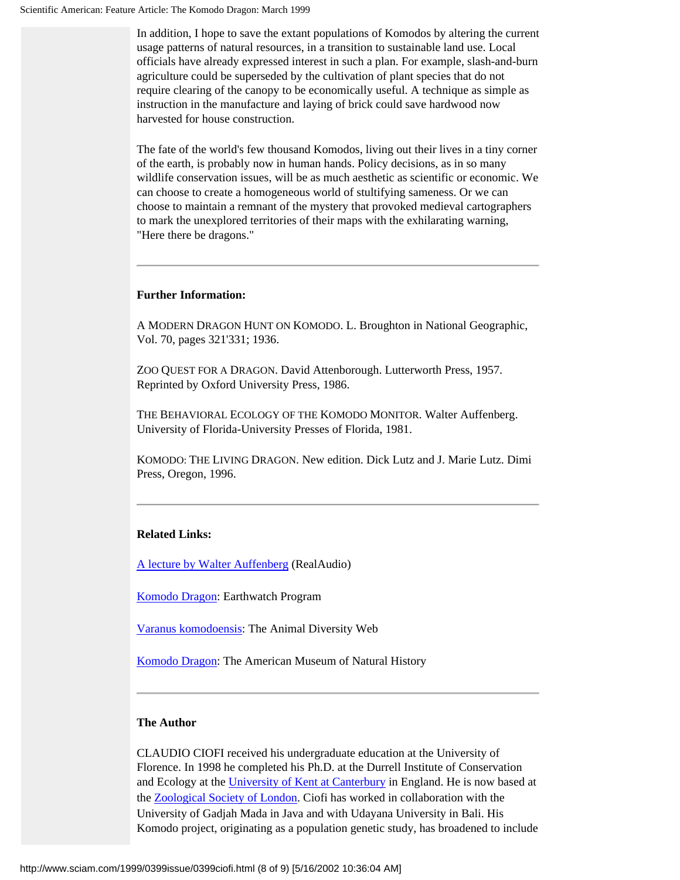In addition, I hope to save the extant populations of Komodos by altering the current usage patterns of natural resources, in a transition to sustainable land use. Local officials have already expressed interest in such a plan. For example, slash-and-burn agriculture could be superseded by the cultivation of plant species that do not require clearing of the canopy to be economically useful. A technique as simple as instruction in the manufacture and laying of brick could save hardwood now harvested for house construction.

The fate of the world's few thousand Komodos, living out their lives in a tiny corner of the earth, is probably now in human hands. Policy decisions, as in so many wildlife conservation issues, will be as much aesthetic as scientific or economic. We can choose to create a homogeneous world of stultifying sameness. Or we can choose to maintain a remnant of the mystery that provoked medieval cartographers to mark the unexplored territories of their maps with the exhilarating warning, "Here there be dragons."

---

**Further Information:**

A MODERN DRAGON HUNT ON KOMODO. L. Broughton in National Geographic, Vol. 70, pages 321'331; 1936.

ZOO QUEST FOR A DRAGON. David Attenborough. Lutterworth Press, 1957. Reprinted by Oxford University Press, 1986.

THE BEHAVIORAL ECOLOGY OF THE KOMODO MONITOR. Walter Auffenberg. University of Florida-University Presses of Florida, 1981.

KOMODO: THE LIVING DRAGON. New edition. Dick Lutz and J. Marie Lutz. Dimi Press, Oregon, 1996.

---

**Related Links:**

A lecture by Walter Auffenberg (RealAudio)

Komodo Dragon: Earthwatch Program

Varanus komodoensis: The Animal Diversity Web

Komodo Dragon: The American Museum of Natural History

---

**The Author**

CLAUDIO CIOFI received his undergraduate education at the University of Florence. In 1998 he completed his Ph.D. at the Durrell Institute of Conservation and Ecology at the University of Kent at Canterbury in England. He is now based at the Zoological Society of London. Ciofi has worked in collaboration with the University of Gadjah Mada in Java and with Udayana University in Bali. His Komodo project, originating as a population genetic study, has broadened to include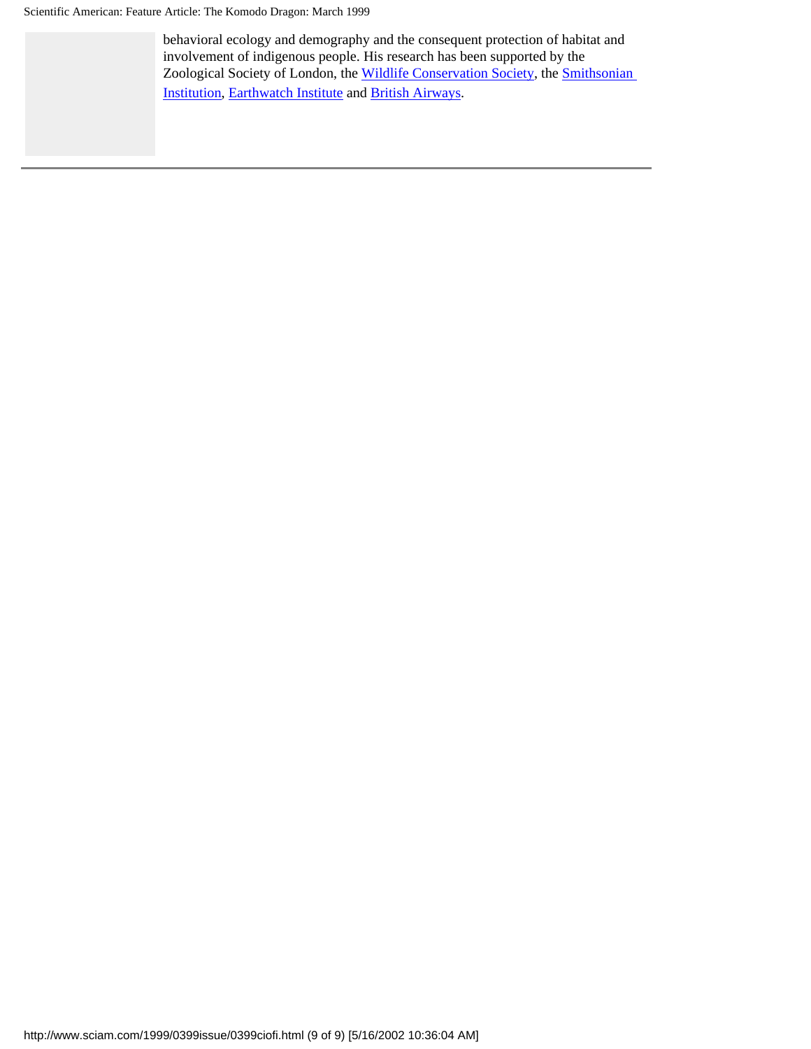behavioral ecology and demography and the consequent protection of habitat and involvement of indigenous people. His research has been supported by the Zoological Society of London, the Wildlife Conservation Society, the Smithsonian Institution, Earthwatch Institute and British Airways.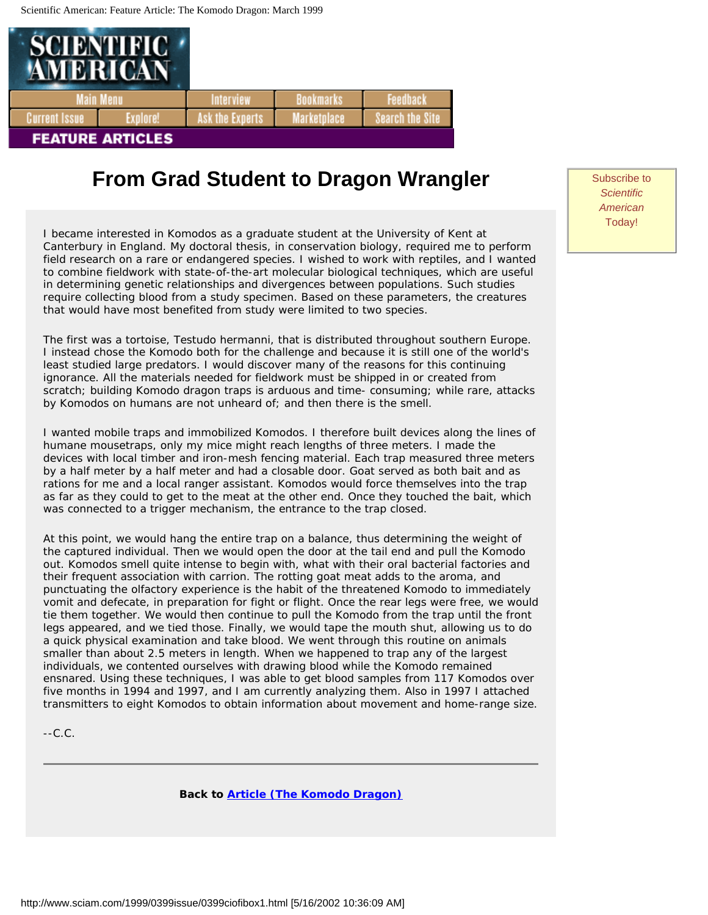# From Grad Student to Dragon Wrangler

I became interested in Komodos as a graduate student at the University of Kent at Canterbury in England. My doctoral thesis, in conservation biology, required me to perform field research on a rare or endangered species. I wished to work with reptiles, and I wanted to combine fieldwork with state-of-the-art molecular biological techniques, which are useful in determining genetic relationships and divergences between populations. Such studies require collecting blood from a study specimen. Based on these parameters, the creatures that would have most benefited from study were limited to two species.

The first was a tortoise, Testudo hermanni, that is distributed throughout southern Europe. I instead chose the Komodo both for the challenge and because it is still one of the world's least studied large predators. I would discover many of the reasons for this continuing ignorance. All the materials needed for fieldwork must be shipped in or created from scratch; building Komodo dragon traps is arduous and time- consuming; while rare, attacks by Komodos on humans are not unheard of; and then there is the smell.

I wanted mobile traps and immobilized Komodos. I therefore built devices along the lines of humane mousetraps, only my mice might reach lengths of three meters. I made the devices with local timber and iron-mesh fencing material. Each trap measured three meters by a half meter by a half meter and had a closable door. Goat served as both bait and as rations for me and a local ranger assistant. Komodos would force themselves into the trap as far as they could to get to the meat at the other end. Once they touched the bait, which was connected to a trigger mechanism, the entrance to the trap closed.

At this point, we would hang the entire trap on a balance, thus determining the weight of the captured individual. Then we would open the door at the tail end and pull the Komodo out. Komodos smell quite intense to begin with, what with their oral bacterial factories and their frequent association with carrion. The rotting goat meat adds to the aroma, and punctuating the olfactory experience is the habit of the threatened Komodo to immediately vomit and defecate, in preparation for fight or flight. Once the rear legs were free, we would tie them together. We would then continue to pull the Komodo from the trap until the front legs appeared, and we tied those. Finally, we would tape the mouth shut, allowing us to do a quick physical examination and take blood. We went through this routine on animals smaller than about 2.5 meters in length. When we happened to trap any of the largest individuals, we contented ourselves with drawing blood while the Komodo remained ensnared. Using these techniques, I was able to get blood samples from 117 Komodos over five months in 1994 and 1997, and I am currently analyzing them. Also in 1997 I attached transmitters to eight Komodos to obtain information about movement and home-range size.

--C.C.

---

**Back to Article (The Komodo Dragon)**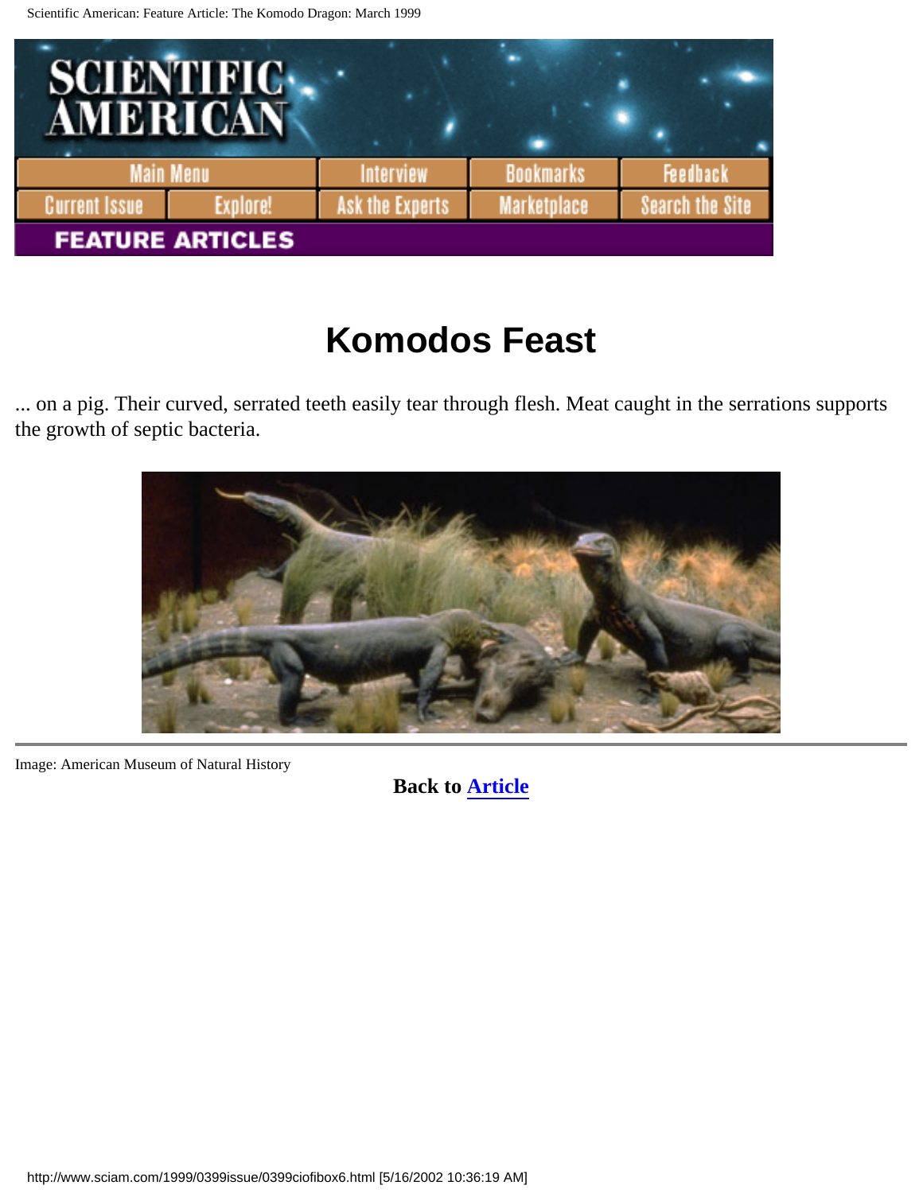# Komodos Feast

... on a pig. Their curved, serrated teeth easily tear through flesh. Meat caught in the serrations supports the growth of septic bacteria.

Image: American Museum of Natural History

**Back to Article**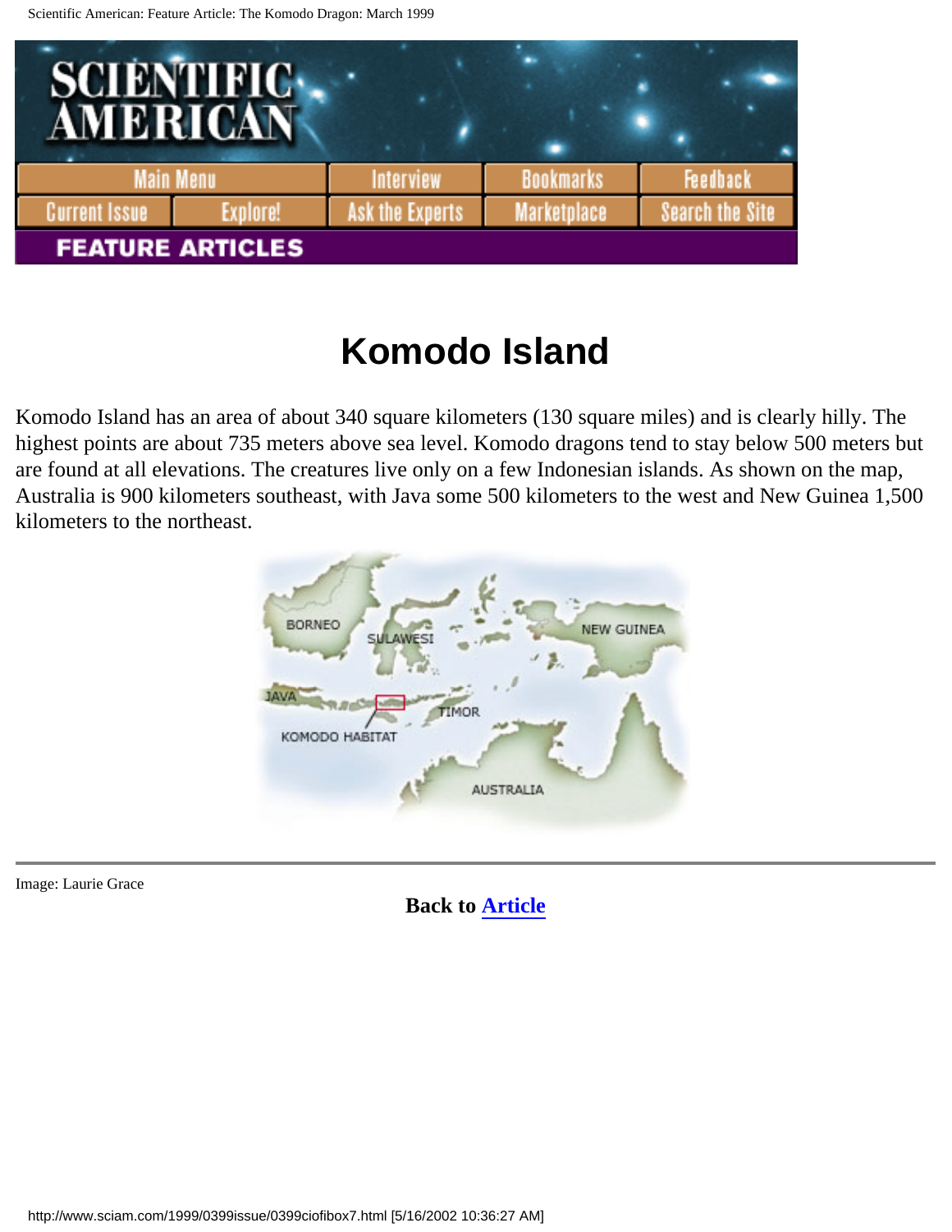# Komodo Island

Komodo Island has an area of about 340 square kilometers (130 square miles) and is clearly hilly. The highest points are about 735 meters above sea level. Komodo dragons tend to stay below 500 meters but are found at all elevations. The creatures live only on a few Indonesian islands. As shown on the map, Australia is 900 kilometers southeast, with Java some 500 kilometers to the west and New Guinea 1,500 kilometers to the northeast.

Image: Laurie Grace

**Back to Article**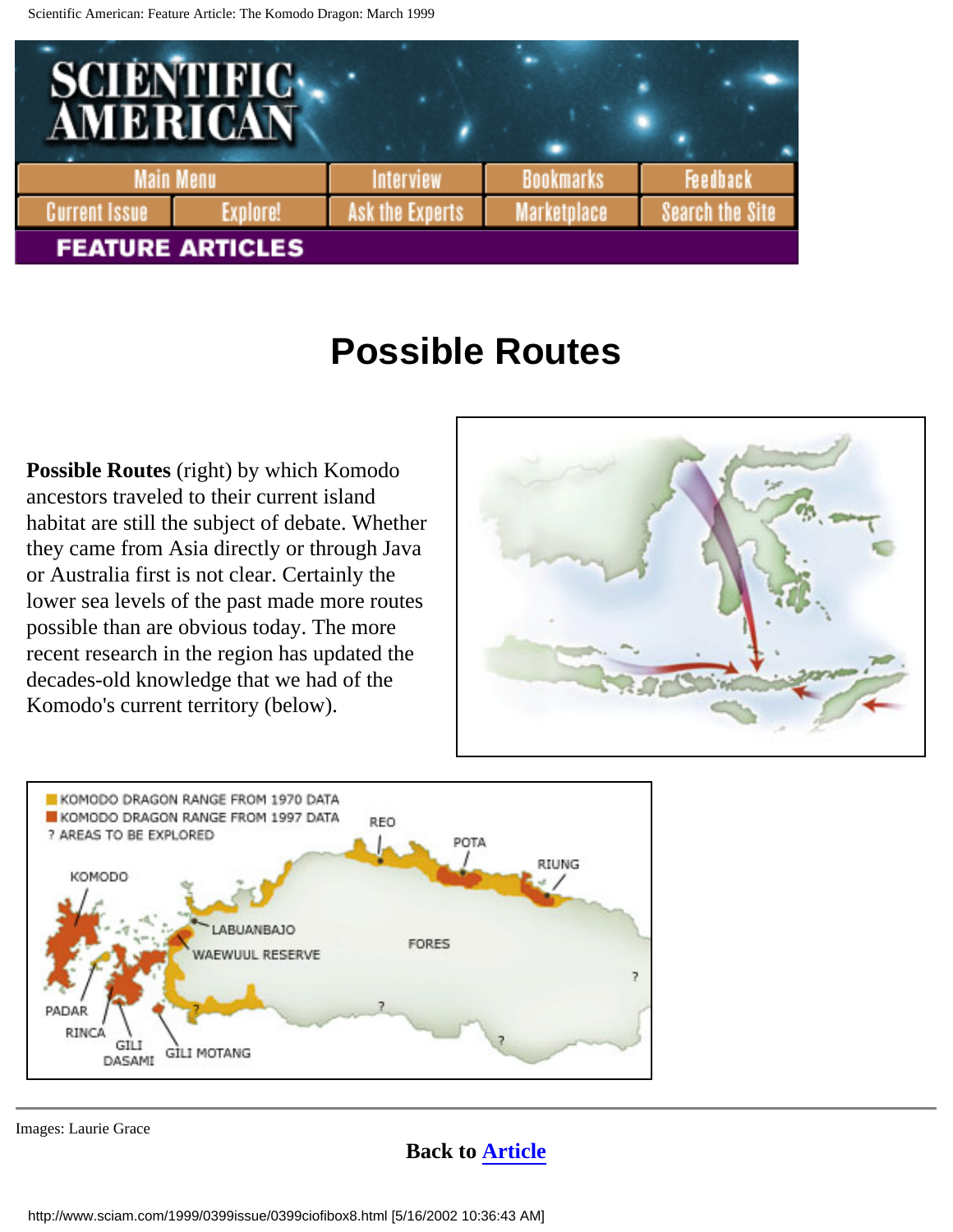# Possible Routes

**Possible Routes** (right) by which Komodo ancestors traveled to their current island habitat are still the subject of debate. Whether they came from Asia directly or through Java or Australia first is not clear. Certainly the lower sea levels of the past made more routes possible than are obvious today. The more recent research in the region has updated the decades-old knowledge that we had of the Komodo's current territory (below).

KOMODO DRAGON RANGE FROM 1970 DATA
KOMODO DRAGON RANGE FROM 1997 DATA
? AREAS TO BE EXPLORED
KOMODO
PADAR
RINCA
GILI DASAMI
GILI MOTANG
LABUANBAJO
WAEWUUL RESERVE
REO
POTA
RIUNG
FORES

Images: Laurie Grace

**Back to Article**